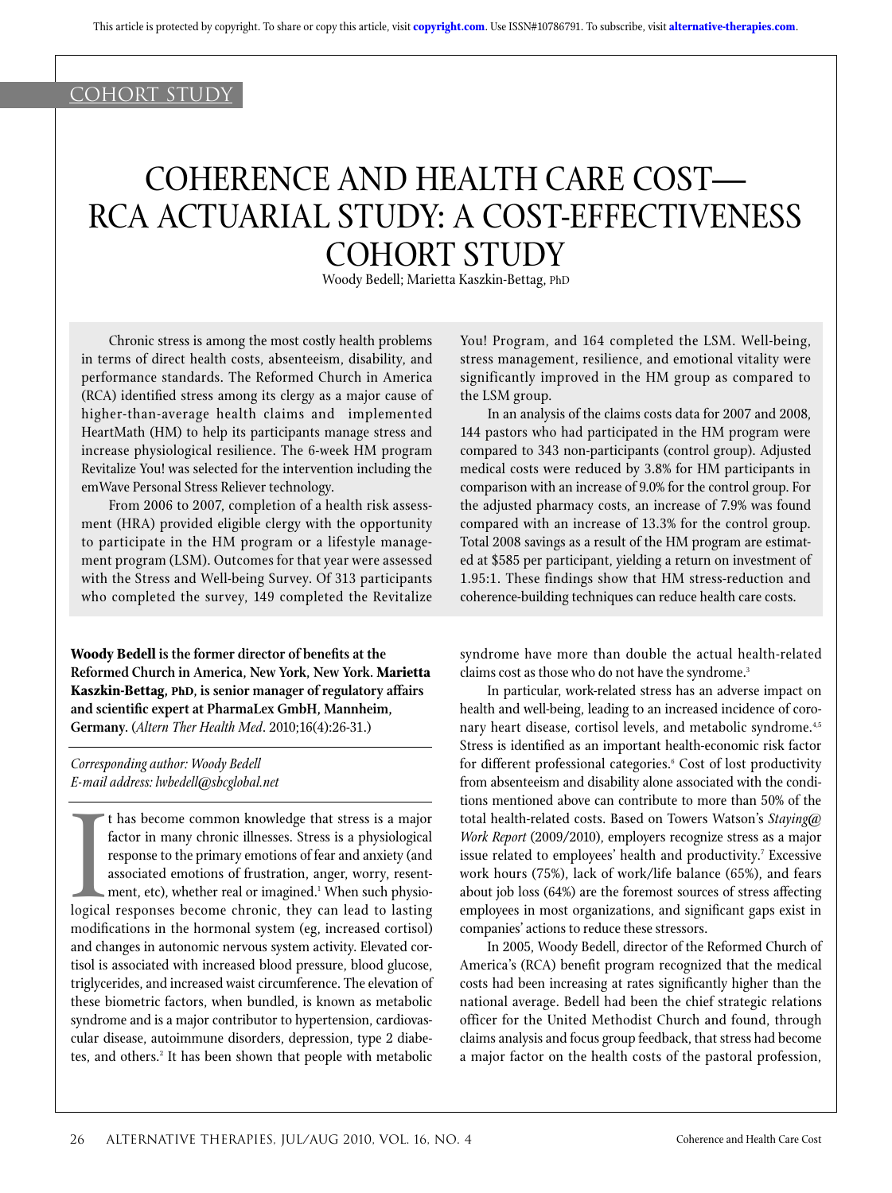This article is protected by copyright. To share or copy this article, visit copyright.com. Use ISSN#10786791. To subscribe, visit alternative-therapies.com.

COHORT STUDY

# COHERENCE AND HEALTH CARE COST—RCA ACTUARIAL STUDY: A COST-EFFECTIVENESS COHORT STUDY

Woody Bedell; Marietta Kaszkin-Bettag, PhD

Chronic stress is among the most costly health problems in terms of direct health costs, absenteeism, disability, and performance standards. The Reformed Church in America (RCA) identified stress among its clergy as a major cause of higher-than-average health claims and implemented HeartMath (HM) to help its participants manage stress and increase physiological resilience. The 6-week HM program Revitalize You! was selected for the intervention including the emWave Personal Stress Reliever technology.

From 2006 to 2007, completion of a health risk assessment (HRA) provided eligible clergy with the opportunity to participate in the HM program or a lifestyle management program (LSM). Outcomes for that year were assessed with the Stress and Well-being Survey. Of 313 participants who completed the survey, 149 completed the Revitalize You! Program, and 164 completed the LSM. Well-being, stress management, resilience, and emotional vitality were significantly improved in the HM group as compared to the LSM group.

In an analysis of the claims costs data for 2007 and 2008, 144 pastors who had participated in the HM program were compared to 343 non-participants (control group). Adjusted medical costs were reduced by 3.8% for HM participants in comparison with an increase of 9.0% for the control group. For the adjusted pharmacy costs, an increase of 7.9% was found compared with an increase of 13.3% for the control group. Total 2008 savings as a result of the HM program are estimated at $585 per participant, yielding a return on investment of 1.95:1. These findings show that HM stress-reduction and coherence-building techniques can reduce health care costs.

**Woody Bedell is the former director of benefits at the Reformed Church in America, New York, New York. Marietta Kaszkin-Bettag, PhD, is senior manager of regulatory affairs and scientific expert at PharmaLex GmbH, Mannheim, Germany.** (*Altern Ther Health Med*. 2010;16(4):26-31.)

*Corresponding author: Woody Bedell*
*E-mail address: lwbedell@sbcglobal.net*

It has become common knowledge that stress is a major factor in many chronic illnesses. Stress is a physiological response to the primary emotions of fear and anxiety (and associated emotions of frustration, anger, worry, resentment, etc), whether real or imagined.[1] When such physiological responses become chronic, they can lead to lasting modifications in the hormonal system (eg, increased cortisol) and changes in autonomic nervous system activity. Elevated cortisol is associated with increased blood pressure, blood glucose, triglycerides, and increased waist circumference. The elevation of these biometric factors, when bundled, is known as metabolic syndrome and is a major contributor to hypertension, cardiovascular disease, autoimmune disorders, depression, type 2 diabetes, and others.[2] It has been shown that people with metabolic syndrome have more than double the actual health-related claims cost as those who do not have the syndrome.[3]

In particular, work-related stress has an adverse impact on health and well-being, leading to an increased incidence of coronary heart disease, cortisol levels, and metabolic syndrome.[4,5] Stress is identified as an important health-economic risk factor for different professional categories.[6] Cost of lost productivity from absenteeism and disability alone associated with the conditions mentioned above can contribute to more than 50% of the total health-related costs. Based on Towers Watson's *Staying@Work Report* (2009/2010), employers recognize stress as a major issue related to employees' health and productivity.[7] Excessive work hours (75%), lack of work/life balance (65%), and fears about job loss (64%) are the foremost sources of stress affecting employees in most organizations, and significant gaps exist in companies' actions to reduce these stressors.

In 2005, Woody Bedell, director of the Reformed Church of America's (RCA) benefit program recognized that the medical costs had been increasing at rates significantly higher than the national average. Bedell had been the chief strategic relations officer for the United Methodist Church and found, through claims analysis and focus group feedback, that stress had become a major factor on the health costs of the pastoral profession,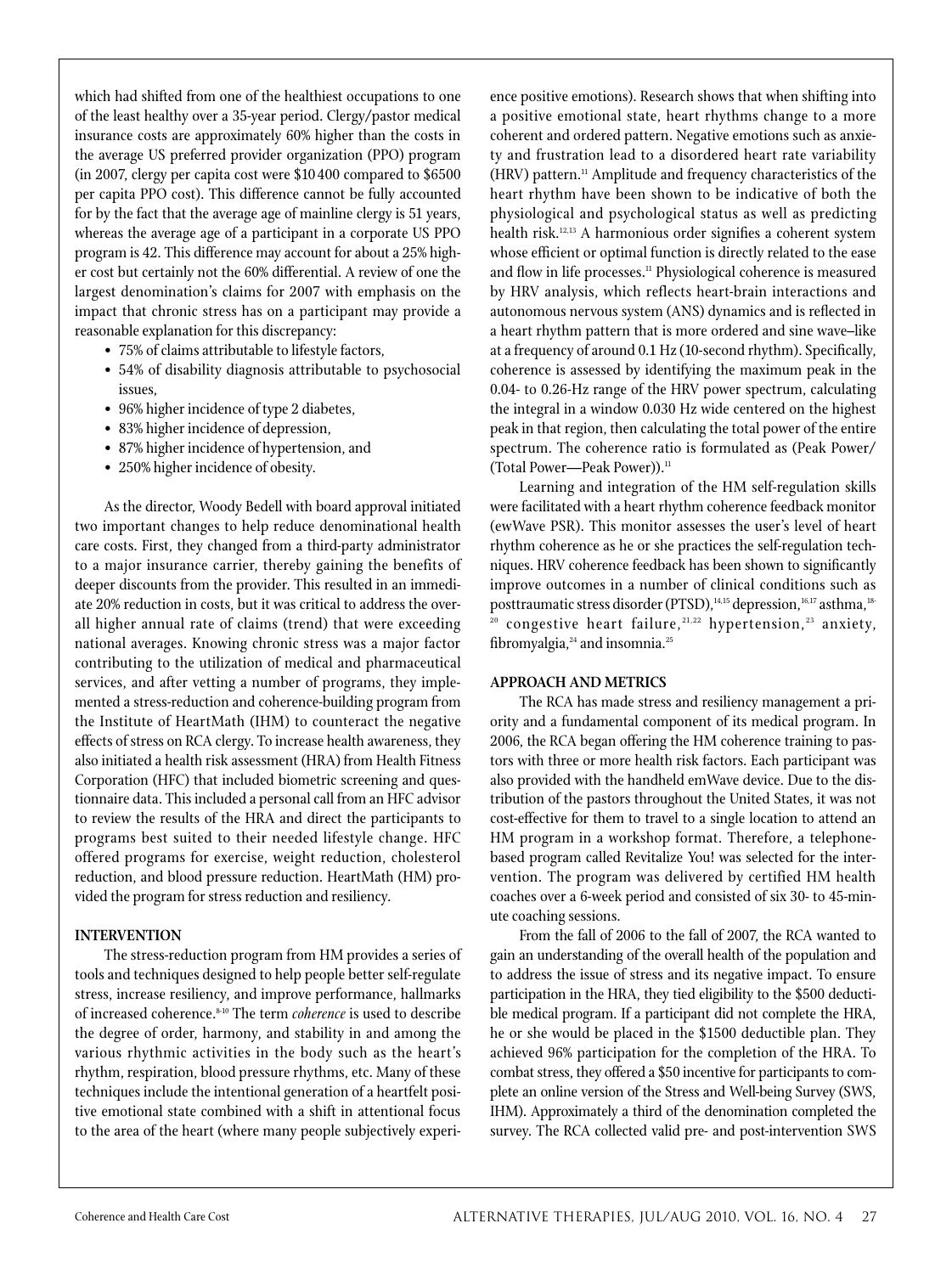which had shifted from one of the healthiest occupations to one of the least healthy over a 35-year period. Clergy/pastor medical insurance costs are approximately 60% higher than the costs in the average US preferred provider organization (PPO) program (in 2007, clergy per capita cost were $10 400 compared to $6500 per capita PPO cost). This difference cannot be fully accounted for by the fact that the average age of mainline clergy is 51 years, whereas the average age of a participant in a corporate US PPO program is 42. This difference may account for about a 25% higher cost but certainly not the 60% differential. A review of one the largest denomination's claims for 2007 with emphasis on the impact that chronic stress has on a participant may provide a reasonable explanation for this discrepancy:

- 75% of claims attributable to lifestyle factors,
- 54% of disability diagnosis attributable to psychosocial issues,
- 96% higher incidence of type 2 diabetes,
- 83% higher incidence of depression,
- 87% higher incidence of hypertension, and
- 250% higher incidence of obesity.

As the director, Woody Bedell with board approval initiated two important changes to help reduce denominational health care costs. First, they changed from a third-party administrator to a major insurance carrier, thereby gaining the benefits of deeper discounts from the provider. This resulted in an immediate 20% reduction in costs, but it was critical to address the overall higher annual rate of claims (trend) that were exceeding national averages. Knowing chronic stress was a major factor contributing to the utilization of medical and pharmaceutical services, and after vetting a number of programs, they implemented a stress-reduction and coherence-building program from the Institute of HeartMath (IHM) to counteract the negative effects of stress on RCA clergy. To increase health awareness, they also initiated a health risk assessment (HRA) from Health Fitness Corporation (HFC) that included biometric screening and questionnaire data. This included a personal call from an HFC advisor to review the results of the HRA and direct the participants to programs best suited to their needed lifestyle change. HFC offered programs for exercise, weight reduction, cholesterol reduction, and blood pressure reduction. HeartMath (HM) provided the program for stress reduction and resiliency.

## INTERVENTION

The stress-reduction program from HM provides a series of tools and techniques designed to help people better self-regulate stress, increase resiliency, and improve performance, hallmarks of increased coherence.[8-10] The term *coherence* is used to describe the degree of order, harmony, and stability in and among the various rhythmic activities in the body such as the heart's rhythm, respiration, blood pressure rhythms, etc. Many of these techniques include the intentional generation of a heartfelt positive emotional state combined with a shift in attentional focus to the area of the heart (where many people subjectively experience positive emotions). Research shows that when shifting into a positive emotional state, heart rhythms change to a more coherent and ordered pattern. Negative emotions such as anxiety and frustration lead to a disordered heart rate variability (HRV) pattern.[11] Amplitude and frequency characteristics of the heart rhythm have been shown to be indicative of both the physiological and psychological status as well as predicting health risk.[12,13] A harmonious order signifies a coherent system whose efficient or optimal function is directly related to the ease and flow in life processes.[11] Physiological coherence is measured by HRV analysis, which reflects heart-brain interactions and autonomous nervous system (ANS) dynamics and is reflected in a heart rhythm pattern that is more ordered and sine wave–like at a frequency of around 0.1 Hz (10-second rhythm). Specifically, coherence is assessed by identifying the maximum peak in the 0.04- to 0.26-Hz range of the HRV power spectrum, calculating the integral in a window 0.030 Hz wide centered on the highest peak in that region, then calculating the total power of the entire spectrum. The coherence ratio is formulated as (Peak Power/(Total Power—Peak Power)).[11]

Learning and integration of the HM self-regulation skills were facilitated with a heart rhythm coherence feedback monitor (ewWave PSR). This monitor assesses the user's level of heart rhythm coherence as he or she practices the self-regulation techniques. HRV coherence feedback has been shown to significantly improve outcomes in a number of clinical conditions such as posttraumatic stress disorder (PTSD),[14,15] depression,[16,17] asthma,[18-20] congestive heart failure,[21,22] hypertension,[23] anxiety, fibromyalgia,[24] and insomnia.[25]

## APPROACH AND METRICS

The RCA has made stress and resiliency management a priority and a fundamental component of its medical program. In 2006, the RCA began offering the HM coherence training to pastors with three or more health risk factors. Each participant was also provided with the handheld emWave device. Due to the distribution of the pastors throughout the United States, it was not cost-effective for them to travel to a single location to attend an HM program in a workshop format. Therefore, a telephone-based program called Revitalize You! was selected for the intervention. The program was delivered by certified HM health coaches over a 6-week period and consisted of six 30- to 45-minute coaching sessions.

From the fall of 2006 to the fall of 2007, the RCA wanted to gain an understanding of the overall health of the population and to address the issue of stress and its negative impact. To ensure participation in the HRA, they tied eligibility to the $500 deductible medical program. If a participant did not complete the HRA, he or she would be placed in the $1500 deductible plan. They achieved 96% participation for the completion of the HRA. To combat stress, they offered a $50 incentive for participants to complete an online version of the Stress and Well-being Survey (SWS, IHM). Approximately a third of the denomination completed the survey. The RCA collected valid pre- and post-intervention SWS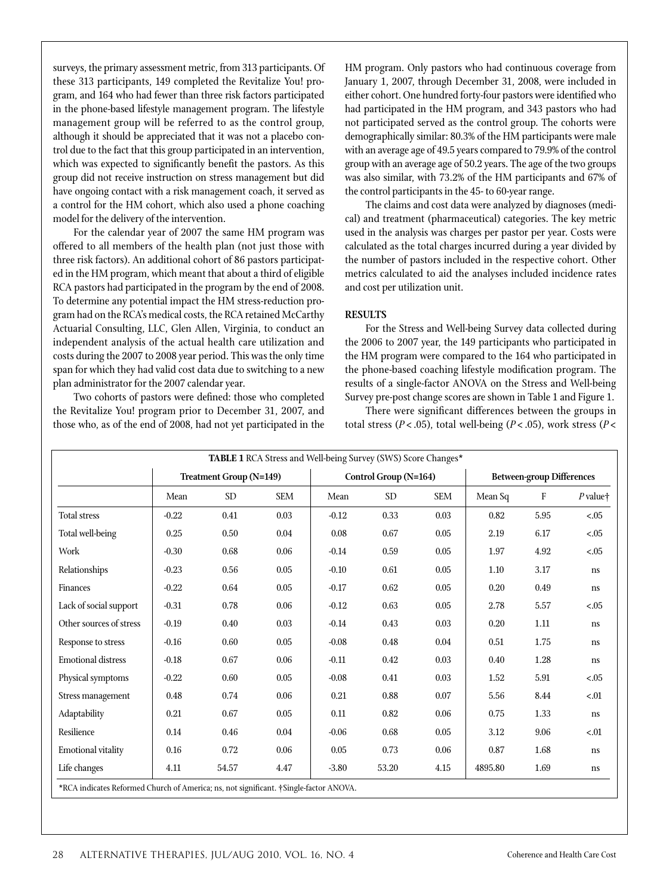surveys, the primary assessment metric, from 313 participants. Of these 313 participants, 149 completed the Revitalize You! program, and 164 who had fewer than three risk factors participated in the phone-based lifestyle management program. The lifestyle management group will be referred to as the control group, although it should be appreciated that it was not a placebo control due to the fact that this group participated in an intervention, which was expected to significantly benefit the pastors. As this group did not receive instruction on stress management but did have ongoing contact with a risk management coach, it served as a control for the HM cohort, which also used a phone coaching model for the delivery of the intervention.

For the calendar year of 2007 the same HM program was offered to all members of the health plan (not just those with three risk factors). An additional cohort of 86 pastors participated in the HM program, which meant that about a third of eligible RCA pastors had participated in the program by the end of 2008. To determine any potential impact the HM stress-reduction program had on the RCA's medical costs, the RCA retained McCarthy Actuarial Consulting, LLC, Glen Allen, Virginia, to conduct an independent analysis of the actual health care utilization and costs during the 2007 to 2008 year period. This was the only time span for which they had valid cost data due to switching to a new plan administrator for the 2007 calendar year.

Two cohorts of pastors were defined: those who completed the Revitalize You! program prior to December 31, 2007, and those who, as of the end of 2008, had not yet participated in the HM program. Only pastors who had continuous coverage from January 1, 2007, through December 31, 2008, were included in either cohort. One hundred forty-four pastors were identified who had participated in the HM program, and 343 pastors who had not participated served as the control group. The cohorts were demographically similar: 80.3% of the HM participants were male with an average age of 49.5 years compared to 79.9% of the control group with an average age of 50.2 years. The age of the two groups was also similar, with 73.2% of the HM participants and 67% of the control participants in the 45- to 60-year range.

The claims and cost data were analyzed by diagnoses (medical) and treatment (pharmaceutical) categories. The key metric used in the analysis was charges per pastor per year. Costs were calculated as the total charges incurred during a year divided by the number of pastors included in the respective cohort. Other metrics calculated to aid the analyses included incidence rates and cost per utilization unit.

## RESULTS

For the Stress and Well-being Survey data collected during the 2006 to 2007 year, the 149 participants who participated in the HM program were compared to the 164 who participated in the phone-based coaching lifestyle modification program. The results of a single-factor ANOVA on the Stress and Well-being Survey pre-post change scores are shown in Table 1 and Figure 1.

There were significant differences between the groups in total stress ($P < .05$), total well-being ($P < .05$), work stress ($P <$

**TABLE 1** RCA Stress and Well-being Survey (SWS) Score Changes*

| | Treatment Group (N=149) | | | Control Group (N=164) | | | Between-group Differences | | |
|---|---|---|---|---|---|---|---|---|---|
| | Mean | SD | SEM | Mean | SD | SEM | Mean Sq | F | *P* value† |
| Total stress | -0.22 | 0.41 | 0.03 | -0.12 | 0.33 | 0.03 | 0.82 | 5.95 | <.05 |
| Total well-being | 0.25 | 0.50 | 0.04 | 0.08 | 0.67 | 0.05 | 2.19 | 6.17 | <.05 |
| Work | -0.30 | 0.68 | 0.06 | -0.14 | 0.59 | 0.05 | 1.97 | 4.92 | <.05 |
| Relationships | -0.23 | 0.56 | 0.05 | -0.10 | 0.61 | 0.05 | 1.10 | 3.17 | ns |
| Finances | -0.22 | 0.64 | 0.05 | -0.17 | 0.62 | 0.05 | 0.20 | 0.49 | ns |
| Lack of social support | -0.31 | 0.78 | 0.06 | -0.12 | 0.63 | 0.05 | 2.78 | 5.57 | <.05 |
| Other sources of stress | -0.19 | 0.40 | 0.03 | -0.14 | 0.43 | 0.03 | 0.20 | 1.11 | ns |
| Response to stress | -0.16 | 0.60 | 0.05 | -0.08 | 0.48 | 0.04 | 0.51 | 1.75 | ns |
| Emotional distress | -0.18 | 0.67 | 0.06 | -0.11 | 0.42 | 0.03 | 0.40 | 1.28 | ns |
| Physical symptoms | -0.22 | 0.60 | 0.05 | -0.08 | 0.41 | 0.03 | 1.52 | 5.91 | <.05 |
| Stress management | 0.48 | 0.74 | 0.06 | 0.21 | 0.88 | 0.07 | 5.56 | 8.44 | <.01 |
| Adaptability | 0.21 | 0.67 | 0.05 | 0.11 | 0.82 | 0.06 | 0.75 | 1.33 | ns |
| Resilience | 0.14 | 0.46 | 0.04 | -0.06 | 0.68 | 0.05 | 3.12 | 9.06 | <.01 |
| Emotional vitality | 0.16 | 0.72 | 0.06 | 0.05 | 0.73 | 0.06 | 0.87 | 1.68 | ns |
| Life changes | 4.11 | 54.57 | 4.47 | -3.80 | 53.20 | 4.15 | 4895.80 | 1.69 | ns |

*RCA indicates Reformed Church of America; ns, not significant. †Single-factor ANOVA.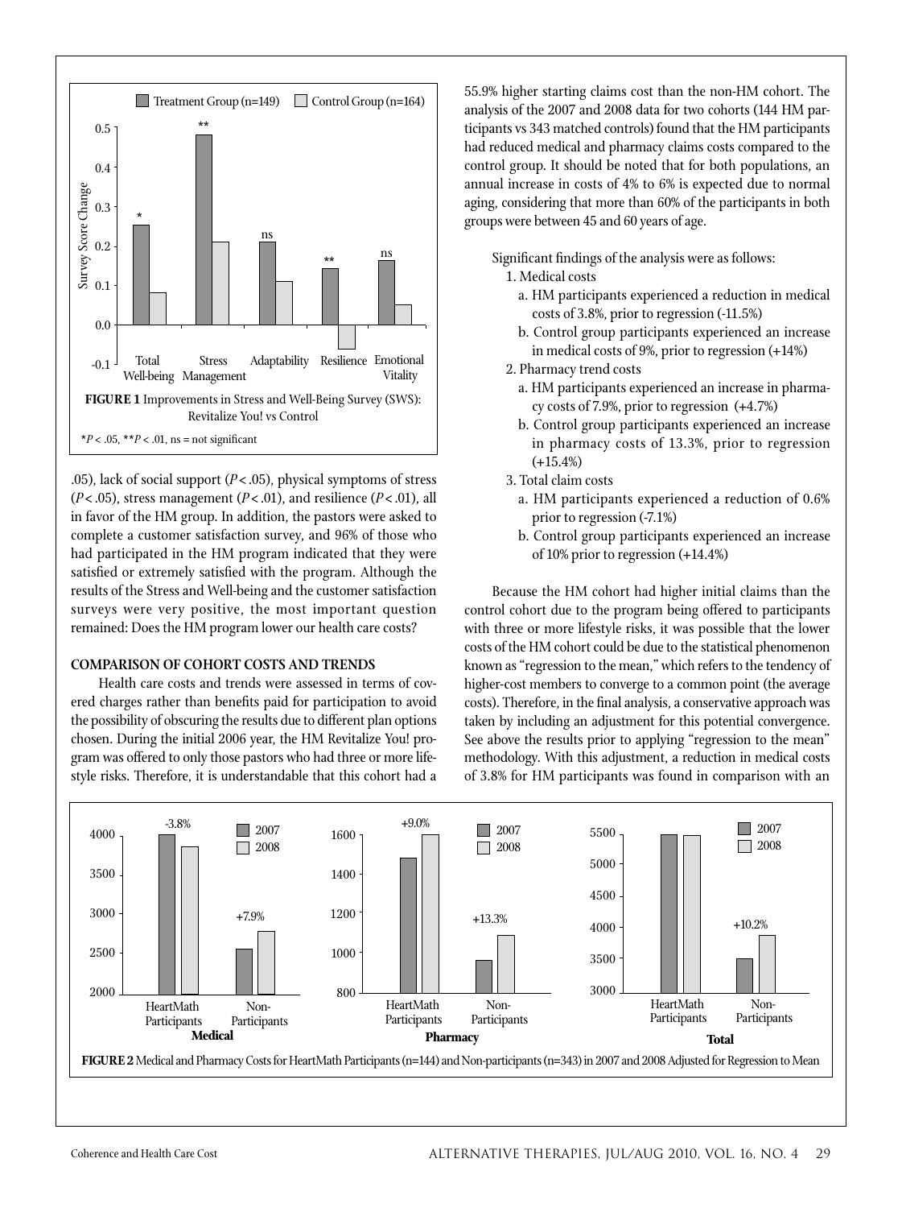**FIGURE 1** Improvements in Stress and Well-Being Survey (SWS): Revitalize You! vs Control

*$P < .05$, **$P < .01$, ns = not significant

.05), lack of social support ($P < .05$), physical symptoms of stress ($P < .05$), stress management ($P < .01$), and resilience ($P < .01$), all in favor of the HM group. In addition, the pastors were asked to complete a customer satisfaction survey, and 96% of those who had participated in the HM program indicated that they were satisfied or extremely satisfied with the program. Although the results of the Stress and Well-being and the customer satisfaction surveys were very positive, the most important question remained: Does the HM program lower our health care costs?

## COMPARISON OF COHORT COSTS AND TRENDS

Health care costs and trends were assessed in terms of covered charges rather than benefits paid for participation to avoid the possibility of obscuring the results due to different plan options chosen. During the initial 2006 year, the HM Revitalize You! program was offered to only those pastors who had three or more lifestyle risks. Therefore, it is understandable that this cohort had a 55.9% higher starting claims cost than the non-HM cohort. The analysis of the 2007 and 2008 data for two cohorts (144 HM participants vs 343 matched controls) found that the HM participants had reduced medical and pharmacy claims costs compared to the control group. It should be noted that for both populations, an annual increase in costs of 4% to 6% is expected due to normal aging, considering that more than 60% of the participants in both groups were between 45 and 60 years of age.

Significant findings of the analysis were as follows:

1. Medical costs
   a. HM participants experienced a reduction in medical costs of 3.8%, prior to regression (-11.5%)
   b. Control group participants experienced an increase in medical costs of 9%, prior to regression (+14%)
2. Pharmacy trend costs
   a. HM participants experienced an increase in pharmacy costs of 7.9%, prior to regression (+4.7%)
   b. Control group participants experienced an increase in pharmacy costs of 13.3%, prior to regression (+15.4%)
3. Total claim costs
   a. HM participants experienced a reduction of 0.6% prior to regression (-7.1%)
   b. Control group participants experienced an increase of 10% prior to regression (+14.4%)

Because the HM cohort had higher initial claims than the control cohort due to the program being offered to participants with three or more lifestyle risks, it was possible that the lower costs of the HM cohort could be due to the statistical phenomenon known as "regression to the mean," which refers to the tendency of higher-cost members to converge to a common point (the average costs). Therefore, in the final analysis, a conservative approach was taken by including an adjustment for this potential convergence. See above the results prior to applying "regression to the mean" methodology. With this adjustment, a reduction in medical costs of 3.8% for HM participants was found in comparison with an

**FIGURE 2** Medical and Pharmacy Costs for HeartMath Participants (n=144) and Non-participants (n=343) in 2007 and 2008 Adjusted for Regression to Mean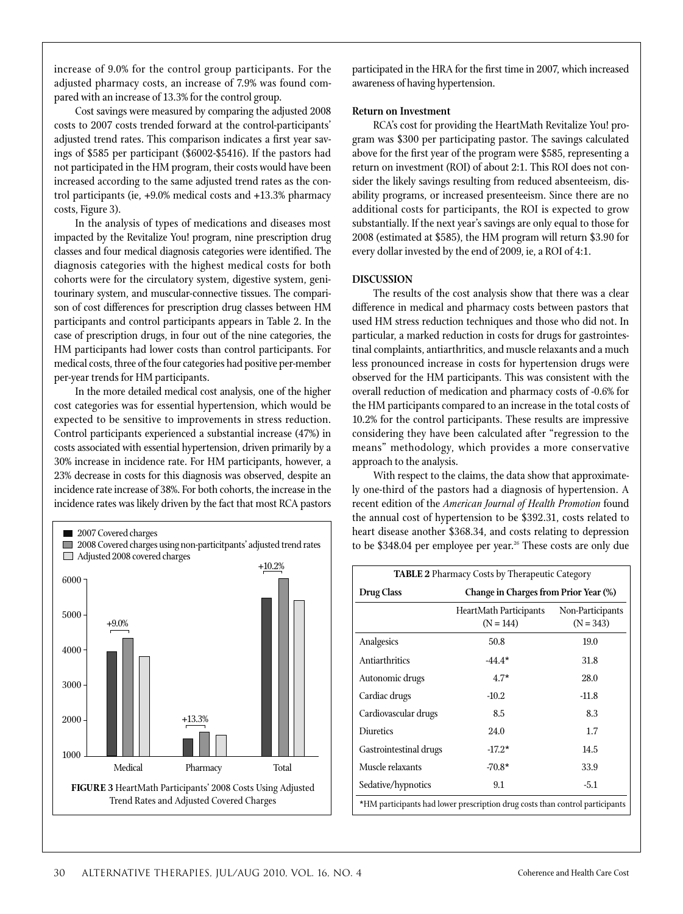increase of 9.0% for the control group participants. For the adjusted pharmacy costs, an increase of 7.9% was found compared with an increase of 13.3% for the control group.

Cost savings were measured by comparing the adjusted 2008 costs to 2007 costs trended forward at the control-participants' adjusted trend rates. This comparison indicates a first year savings of $585 per participant ($6002-$5416). If the pastors had not participated in the HM program, their costs would have been increased according to the same adjusted trend rates as the control participants (ie, +9.0% medical costs and +13.3% pharmacy costs, Figure 3).

In the analysis of types of medications and diseases most impacted by the Revitalize You! program, nine prescription drug classes and four medical diagnosis categories were identified. The diagnosis categories with the highest medical costs for both cohorts were for the circulatory system, digestive system, genitourinary system, and muscular-connective tissues. The comparison of cost differences for prescription drug classes between HM participants and control participants appears in Table 2. In the case of prescription drugs, in four out of the nine categories, the HM participants had lower costs than control participants. For medical costs, three of the four categories had positive per-member per-year trends for HM participants.

In the more detailed medical cost analysis, one of the higher cost categories was for essential hypertension, which would be expected to be sensitive to improvements in stress reduction. Control participants experienced a substantial increase (47%) in costs associated with essential hypertension, driven primarily by a 30% increase in incidence rate. For HM participants, however, a 23% decrease in costs for this diagnosis was observed, despite an incidence rate increase of 38%. For both cohorts, the increase in the incidence rates was likely driven by the fact that most RCA pastors participated in the HRA for the first time in 2007, which increased awareness of having hypertension.

**FIGURE 3** HeartMath Participants' 2008 Costs Using Adjusted Trend Rates and Adjusted Covered Charges

### Return on Investment

RCA's cost for providing the HeartMath Revitalize You! program was $300 per participating pastor. The savings calculated above for the first year of the program were $585, representing a return on investment (ROI) of about 2:1. This ROI does not consider the likely savings resulting from reduced absenteeism, disability programs, or increased presenteeism. Since there are no additional costs for participants, the ROI is expected to grow substantially. If the next year's savings are only equal to those for 2008 (estimated at $585), the HM program will return $3.90 for every dollar invested by the end of 2009, ie, a ROI of 4:1.

## DISCUSSION

The results of the cost analysis show that there was a clear difference in medical and pharmacy costs between pastors that used HM stress reduction techniques and those who did not. In particular, a marked reduction in costs for drugs for gastrointestinal complaints, antiarthritics, and muscle relaxants and a much less pronounced increase in costs for hypertension drugs were observed for the HM participants. This was consistent with the overall reduction of medication and pharmacy costs of -0.6% for the HM participants compared to an increase in the total costs of 10.2% for the control participants. These results are impressive considering they have been calculated after "regression to the means" methodology, which provides a more conservative approach to the analysis.

With respect to the claims, the data show that approximately one-third of the pastors had a diagnosis of hypertension. A recent edition of the *American Journal of Health Promotion* found the annual cost of hypertension to be $392.31, costs related to heart disease another $368.34, and costs relating to depression to be $348.04 per employee per year.[26] These costs are only due

**TABLE 2** Pharmacy Costs by Therapeutic Category

| Drug Class | Change in Charges from Prior Year (%) | |
|---|---|---|
| | HeartMath Participants (N = 144) | Non-Participants (N = 343) |
| Analgesics | 50.8 | 19.0 |
| Antiarthritics | -44.4* | 31.8 |
| Autonomic drugs | 4.7* | 28.0 |
| Cardiac drugs | -10.2 | -11.8 |
| Cardiovascular drugs | 8.5 | 8.3 |
| Diuretics | 24.0 | 1.7 |
| Gastrointestinal drugs | -17.2* | 14.5 |
| Muscle relaxants | -70.8* | 33.9 |
| Sedative/hypnotics | 9.1 | -5.1 |

*HM participants had lower prescription drug costs than control participants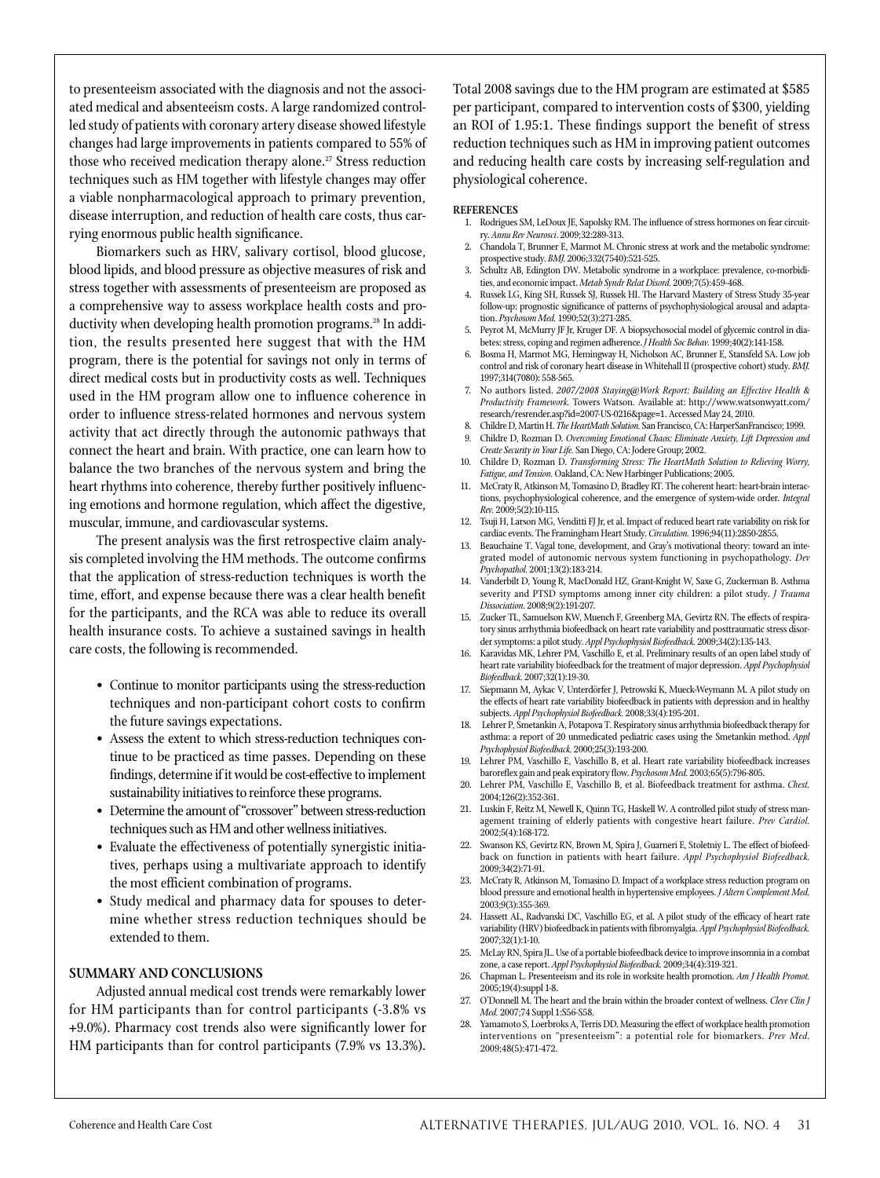to presenteeism associated with the diagnosis and not the associated medical and absenteeism costs. A large randomized controlled study of patients with coronary artery disease showed lifestyle changes had large improvements in patients compared to 55% of those who received medication therapy alone.[27] Stress reduction techniques such as HM together with lifestyle changes may offer a viable nonpharmacological approach to primary prevention, disease interruption, and reduction of health care costs, thus carrying enormous public health significance.

Biomarkers such as HRV, salivary cortisol, blood glucose, blood lipids, and blood pressure as objective measures of risk and stress together with assessments of presenteeism are proposed as a comprehensive way to assess workplace health costs and productivity when developing health promotion programs.[28] In addition, the results presented here suggest that with the HM program, there is the potential for savings not only in terms of direct medical costs but in productivity costs as well. Techniques used in the HM program allow one to influence coherence in order to influence stress-related hormones and nervous system activity that act directly through the autonomic pathways that connect the heart and brain. With practice, one can learn how to balance the two branches of the nervous system and bring the heart rhythms into coherence, thereby further positively influencing emotions and hormone regulation, which affect the digestive, muscular, immune, and cardiovascular systems.

The present analysis was the first retrospective claim analysis completed involving the HM methods. The outcome confirms that the application of stress-reduction techniques is worth the time, effort, and expense because there was a clear health benefit for the participants, and the RCA was able to reduce its overall health insurance costs. To achieve a sustained savings in health care costs, the following is recommended.

- Continue to monitor participants using the stress-reduction techniques and non-participant cohort costs to confirm the future savings expectations.
- Assess the extent to which stress-reduction techniques continue to be practiced as time passes. Depending on these findings, determine if it would be cost-effective to implement sustainability initiatives to reinforce these programs.
- Determine the amount of "crossover" between stress-reduction techniques such as HM and other wellness initiatives.
- Evaluate the effectiveness of potentially synergistic initiatives, perhaps using a multivariate approach to identify the most efficient combination of programs.
- Study medical and pharmacy data for spouses to determine whether stress reduction techniques should be extended to them.

## SUMMARY AND CONCLUSIONS

Adjusted annual medical cost trends were remarkably lower for HM participants than for control participants (-3.8% vs +9.0%). Pharmacy cost trends also were significantly lower for HM participants than for control participants (7.9% vs 13.3%). Total 2008 savings due to the HM program are estimated at $585 per participant, compared to intervention costs of $300, yielding an ROI of 1.95:1. These findings support the benefit of stress reduction techniques such as HM in improving patient outcomes and reducing health care costs by increasing self-regulation and physiological coherence.

## REFERENCES

1. Rodrigues SM, LeDoux JE, Sapolsky RM. The influence of stress hormones on fear circuitry. *Annu Rev Neurosci*. 2009;32:289-313.
2. Chandola T, Brunner E, Marmot M. Chronic stress at work and the metabolic syndrome: prospective study. *BMJ.* 2006;332(7540):521-525.
3. Schultz AB, Edington DW. Metabolic syndrome in a workplace: prevalence, co-morbidities, and economic impact. *Metab Syndr Relat Disord.* 2009;7(5):459-468.
4. Russek LG, King SH, Russek SJ, Russek HI. The Harvard Mastery of Stress Study 35-year follow-up: prognostic significance of patterns of psychophysiological arousal and adaptation. *Psychosom Med.* 1990;52(3):271-285.
5. Peyrot M, McMurry JF Jr, Kruger DF. A biopsychosocial model of glycemic control in diabetes: stress, coping and regimen adherence. *J Health Soc Behav.* 1999;40(2):141-158.
6. Bosma H, Marmot MG, Hemingway H, Nicholson AC, Brunner E, Stansfeld SA. Low job control and risk of coronary heart disease in Whitehall II (prospective cohort) study. *BMJ.* 1997;314(7080): 558-565.
7. No authors listed. *2007/2008 Staying@Work Report: Building an Effective Health & Productivity Framework.* Towers Watson. Available at: http://www.watsonwyatt.com/research/resrender.asp?id=2007-US-0216&page=1. Accessed May 24, 2010.
8. Childre D, Martin H. *The HeartMath Solution.* San Francisco, CA: HarperSanFrancisco; 1999.
9. Childre D, Rozman D. *Overcoming Emotional Chaos: Eliminate Anxiety, Lift Depression and Create Security in Your Life.* San Diego, CA: Jodere Group; 2002.
10. Childre D, Rozman D. *Transforming Stress: The HeartMath Solution to Relieving Worry, Fatigue, and Tension.* Oakland, CA: New Harbinger Publications; 2005.
11. McCraty R, Atkinson M, Tomasino D, Bradley RT. The coherent heart: heart-brain interactions, psychophysiological coherence, and the emergence of system-wide order. *Integral Rev.* 2009;5(2):10-115.
12. Tsuji H, Larson MG, Venditti FJ Jr, et al. Impact of reduced heart rate variability on risk for cardiac events. The Framingham Heart Study. *Circulation.* 1996;94(11):2850-2855.
13. Beauchaine T. Vagal tone, development, and Gray's motivational theory: toward an integrated model of autonomic nervous system functioning in psychopathology. *Dev Psychopathol.* 2001;13(2):183-214.
14. Vanderbilt D, Young R, MacDonald HZ, Grant-Knight W, Saxe G, Zuckerman B. Asthma severity and PTSD symptoms among inner city children: a pilot study. *J Trauma Dissociation.* 2008;9(2):191-207.
15. Zucker TL, Samuelson KW, Muench F, Greenberg MA, Gevirtz RN. The effects of respiratory sinus arrhythmia biofeedback on heart rate variability and posttraumatic stress disorder symptoms: a pilot study. *Appl Psychophysiol Biofeedback.* 2009;34(2):135-143.
16. Karavidas MK, Lehrer PM, Vaschillo E, et al. Preliminary results of an open label study of heart rate variability biofeedback for the treatment of major depression. *Appl Psychophysiol Biofeedback.* 2007;32(1):19-30.
17. Siepmann M, Aykac V, Unterdörfer J, Petrowski K, Mueck-Weymann M. A pilot study on the effects of heart rate variability biofeedback in patients with depression and in healthy subjects. *Appl Psychophysiol Biofeedback.* 2008;33(4):195-201.
18. Lehrer P, Smetankin A, Potapova T. Respiratory sinus arrhythmia biofeedback therapy for asthma: a report of 20 unmedicated pediatric cases using the Smetankin method. *Appl Psychophysiol Biofeedback.* 2000;25(3):193-200.
19. Lehrer PM, Vaschillo E, Vaschillo B, et al. Heart rate variability biofeedback increases baroreflex gain and peak expiratory flow. *Psychosom Med.* 2003;65(5):796-805.
20. Lehrer PM, Vaschillo E, Vaschillo B, et al. Biofeedback treatment for asthma. *Chest.* 2004;126(2):352-361.
21. Luskin F, Reitz M, Newell K, Quinn TG, Haskell W. A controlled pilot study of stress management training of elderly patients with congestive heart failure. *Prev Cardiol.* 2002;5(4):168-172.
22. Swanson KS, Gevirtz RN, Brown M, Spira J, Guarneri E, Stoletniy L. The effect of biofeedback on function in patients with heart failure. *Appl Psychophysiol Biofeedback.* 2009;34(2):71-91.
23. McCraty R, Atkinson M, Tomasino D. Impact of a workplace stress reduction program on blood pressure and emotional health in hypertensive employees. *J Altern Complement Med.* 2003;9(3):355-369.
24. Hassett AL, Radvanski DC, Vaschillo EG, et al. A pilot study of the efficacy of heart rate variability (HRV) biofeedback in patients with fibromyalgia. *Appl Psychophysiol Biofeedback.* 2007;32(1):1-10.
25. McLay RN, Spira JL. Use of a portable biofeedback device to improve insomnia in a combat zone, a case report. *Appl Psychophysiol Biofeedback.* 2009;34(4):319-321.
26. Chapman L. Presenteeism and its role in worksite health promotion. *Am J Health Promot.* 2005;19(4):suppl 1-8.
27. O'Donnell M. The heart and the brain within the broader context of wellness. *Cleve Clin J Med.* 2007;74 Suppl 1:S56-S58.
28. Yamamoto S, Loerbroks A, Terris DD. Measuring the effect of workplace health promotion interventions on "presenteeism": a potential role for biomarkers. *Prev Med.* 2009;48(5):471-472.